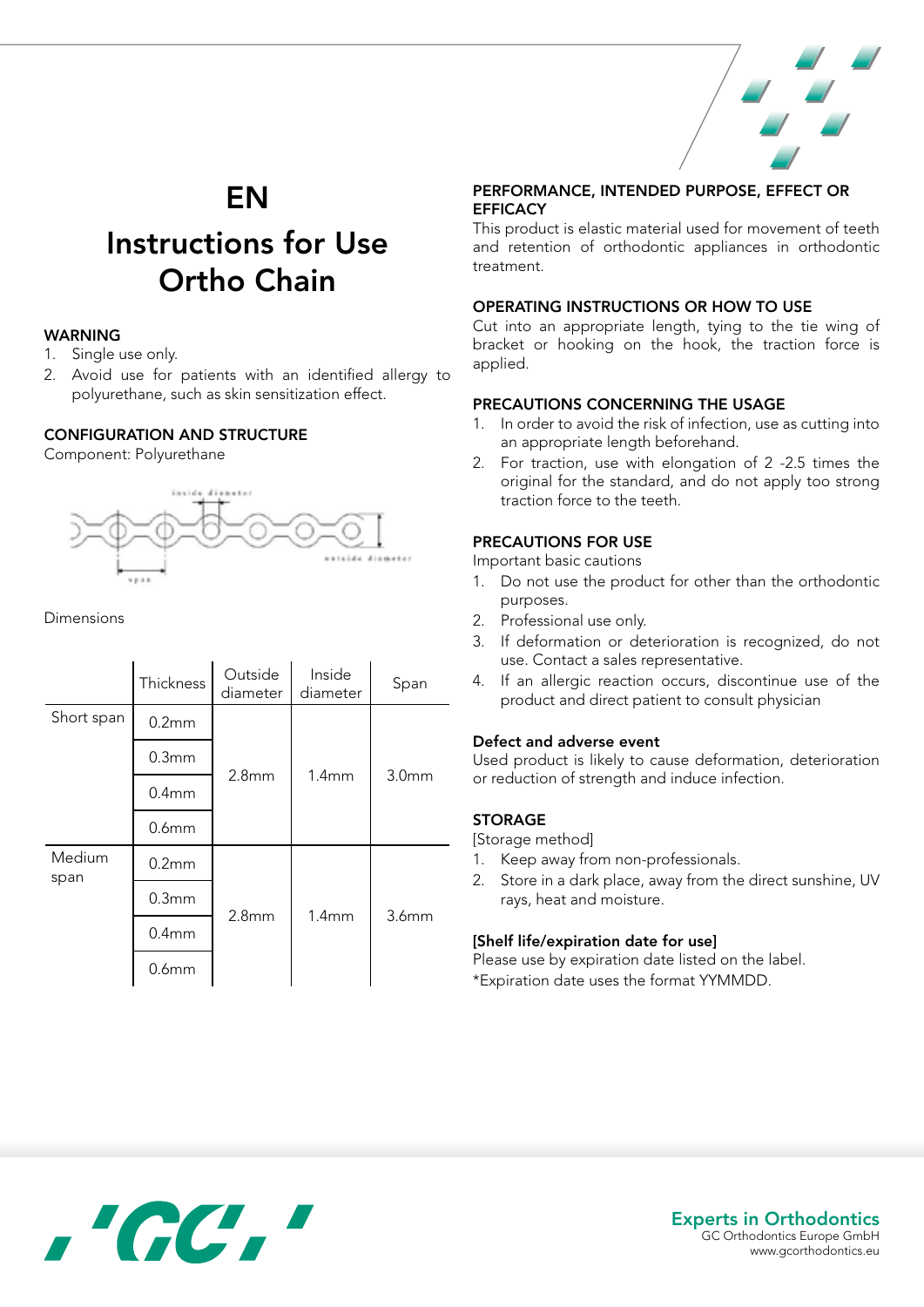# EN

# Instructions for Use Ortho Chain

## WARNING

1. Single use only.
2. Avoid use for patients with an identified allergy to polyurethane, such as skin sensitization effect.

## CONFIGURATION AND STRUCTURE

Component: Polyurethane

Dimensions

| | Thickness | Outside diameter | Inside diameter | Span |
|---|---|---|---|---|
| Short span | 0.2mm | 2.8mm | 1.4mm | 3.0mm |
| | 0.3mm | | | |
| | 0.4mm | | | |
| | 0.6mm | | | |
| Medium span | 0.2mm | 2.8mm | 1.4mm | 3.6mm |
| | 0.3mm | | | |
| | 0.4mm | | | |
| | 0.6mm | | | |

## PERFORMANCE, INTENDED PURPOSE, EFFECT OR EFFICACY

This product is elastic material used for movement of teeth and retention of orthodontic appliances in orthodontic treatment.

## OPERATING INSTRUCTIONS OR HOW TO USE

Cut into an appropriate length, tying to the tie wing of bracket or hooking on the hook, the traction force is applied.

## PRECAUTIONS CONCERNING THE USAGE

1. In order to avoid the risk of infection, use as cutting into an appropriate length beforehand.
2. For traction, use with elongation of 2 -2.5 times the original for the standard, and do not apply too strong traction force to the teeth.

## PRECAUTIONS FOR USE

Important basic cautions

1. Do not use the product for other than the orthodontic purposes.
2. Professional use only.
3. If deformation or deterioration is recognized, do not use. Contact a sales representative.
4. If an allergic reaction occurs, discontinue use of the product and direct patient to consult physician

### Defect and adverse event

Used product is likely to cause deformation, deterioration or reduction of strength and induce infection.

## STORAGE

[Storage method]

1. Keep away from non-professionals.
2. Store in a dark place, away from the direct sunshine, UV rays, heat and moisture.

**[Shelf life/expiration date for use]**

Please use by expiration date listed on the label.
*Expiration date uses the format YYMMDD.

**Experts in Orthodontics**
GC Orthodontics Europe GmbH
www.gcorthodontics.eu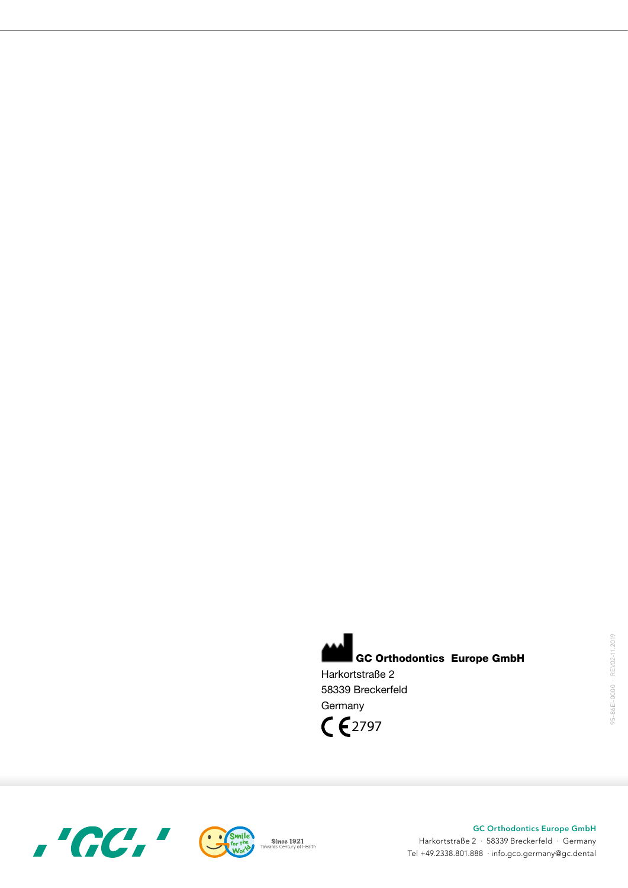**GC Orthodontics Europe GmbH**
Harkortstraße 2
58339 Breckerfeld
Germany
CE 2797

95-86EI-0000 · REV02-11.2019

Since 1921
Towards Century of Health

**GC Orthodontics Europe GmbH**
Harkortstraße 2 · 58339 Breckerfeld · Germany
Tel +49.2338.801.888 · info.gco.germany@gc.dental